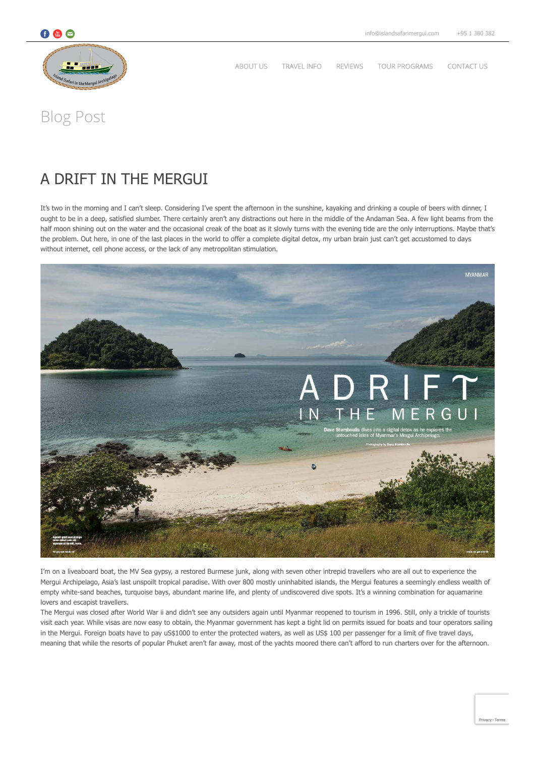info@islandsafarimergui.com +95 1 380 382

ABOUT US TRAVEL INFO REVIEWS TOUR PROGRAMS CONTACT US

# Blog Post

## A DRIFT IN THE MERGUI

It's two in the morning and I can't sleep. Considering I've spent the afternoon in the sunshine, kayaking and drinking a couple of beers with dinner, I ought to be in a deep, satisfied slumber. There certainly aren't any distractions out here in the middle of the Andaman Sea. A few light beams from the half moon shining out on the water and the occasional creak of the boat as it slowly turns with the evening tide are the only interruptions. Maybe that's the problem. Out here, in one of the last places in the world to offer a complete digital detox, my urban brain just can't get accustomed to days without internet, cell phone access, or the lack of any metropolitan stimulation.

I'm on a liveaboard boat, the MV Sea gypsy, a restored Burmese junk, along with seven other intrepid travellers who are all out to experience the Mergui Archipelago, Asia's last unspoilt tropical paradise. With over 800 mostly uninhabited islands, the Mergui features a seemingly endless wealth of empty white-sand beaches, turquoise bays, abundant marine life, and plenty of undiscovered dive spots. It's a winning combination for aquamarine lovers and escapist travellers.

The Mergui was closed after World War ii and didn't see any outsiders again until Myanmar reopened to tourism in 1996. Still, only a trickle of tourists visit each year. While visas are now easy to obtain, the Myanmar government has kept a tight lid on permits issued for boats and tour operators sailing in the Mergui. Foreign boats have to pay uS$1000 to enter the protected waters, as well as US$ 100 per passenger for a limit of five travel days, meaning that while the resorts of popular Phuket aren't far away, most of the yachts moored there can't afford to run charters over for the afternoon.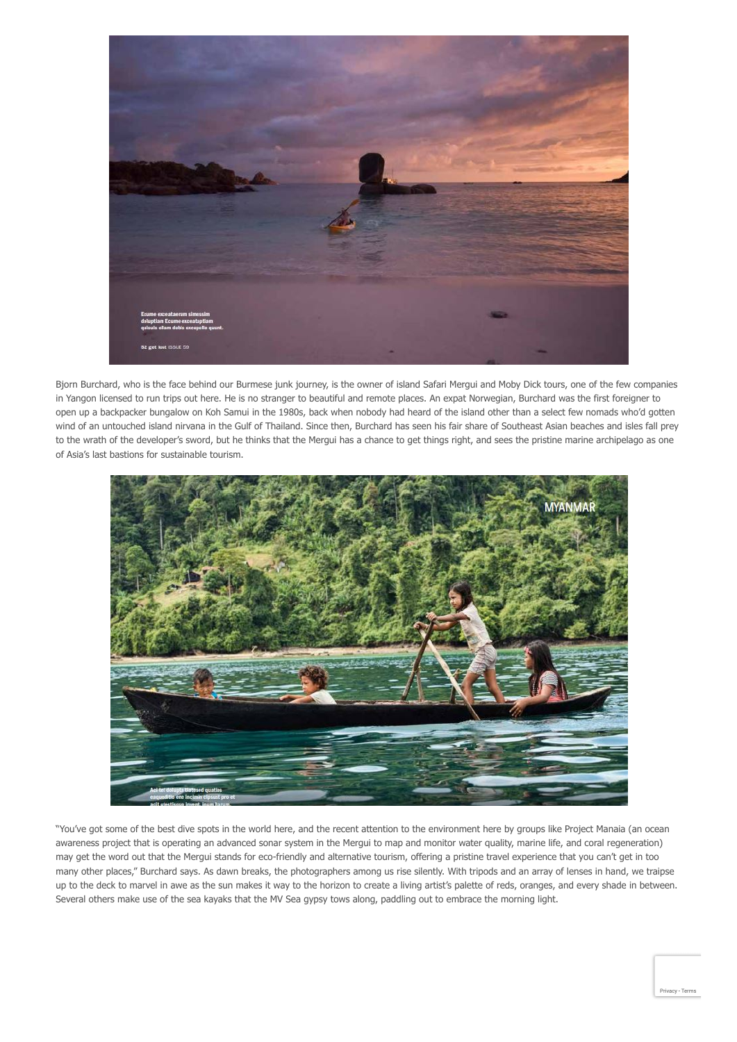Bjorn Burchard, who is the face behind our Burmese junk journey, is the owner of island Safari Mergui and Moby Dick tours, one of the few companies in Yangon licensed to run trips out here. He is no stranger to beautiful and remote places. An expat Norwegian, Burchard was the first foreigner to open up a backpacker bungalow on Koh Samui in the 1980s, back when nobody had heard of the island other than a select few nomads who'd gotten wind of an untouched island nirvana in the Gulf of Thailand. Since then, Burchard has seen his fair share of Southeast Asian beaches and isles fall prey to the wrath of the developer's sword, but he thinks that the Mergui has a chance to get things right, and sees the pristine marine archipelago as one of Asia's last bastions for sustainable tourism.

"You've got some of the best dive spots in the world here, and the recent attention to the environment here by groups like Project Manaia (an ocean awareness project that is operating an advanced sonar system in the Mergui to map and monitor water quality, marine life, and coral regeneration) may get the word out that the Mergui stands for eco-friendly and alternative tourism, offering a pristine travel experience that you can't get in too many other places," Burchard says. As dawn breaks, the photographers among us rise silently. With tripods and an array of lenses in hand, we traipse up to the deck to marvel in awe as the sun makes it way to the horizon to create a living artist's palette of reds, oranges, and every shade in between. Several others make use of the sea kayaks that the MV Sea gypsy tows along, paddling out to embrace the morning light.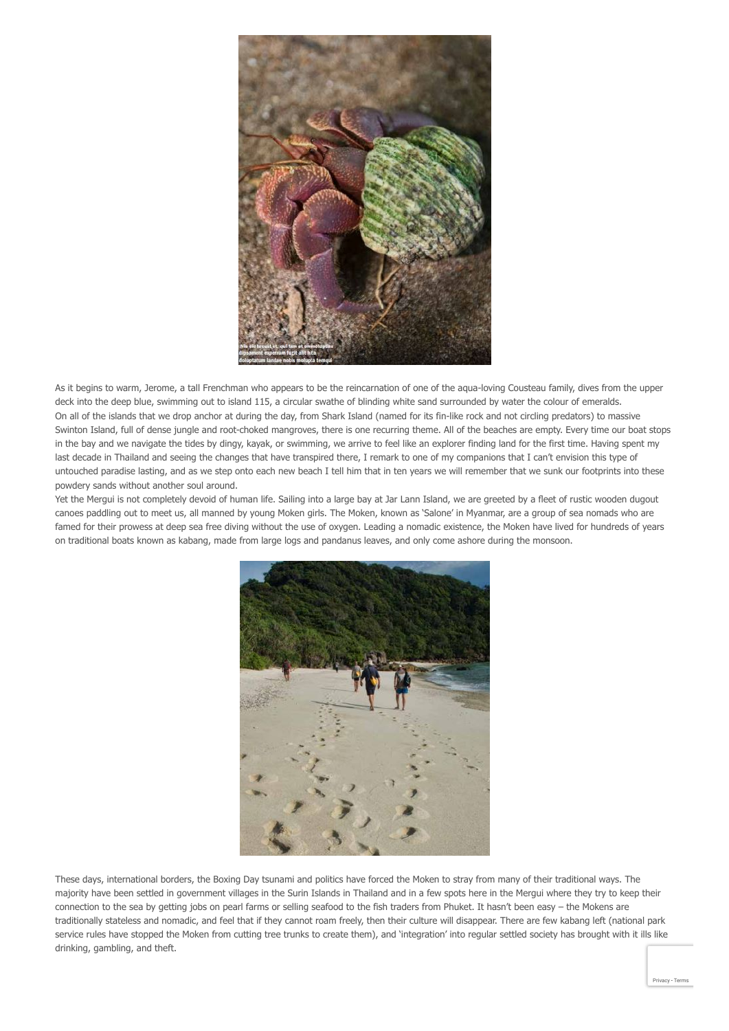As it begins to warm, Jerome, a tall Frenchman who appears to be the reincarnation of one of the aqua-loving Cousteau family, dives from the upper deck into the deep blue, swimming out to island 115, a circular swathe of blinding white sand surrounded by water the colour of emeralds.

On all of the islands that we drop anchor at during the day, from Shark Island (named for its fin-like rock and not circling predators) to massive Swinton Island, full of dense jungle and root-choked mangroves, there is one recurring theme. All of the beaches are empty. Every time our boat stops in the bay and we navigate the tides by dingy, kayak, or swimming, we arrive to feel like an explorer finding land for the first time. Having spent my last decade in Thailand and seeing the changes that have transpired there, I remark to one of my companions that I can't envision this type of untouched paradise lasting, and as we step onto each new beach I tell him that in ten years we will remember that we sunk our footprints into these powdery sands without another soul around.

Yet the Mergui is not completely devoid of human life. Sailing into a large bay at Jar Lann Island, we are greeted by a fleet of rustic wooden dugout canoes paddling out to meet us, all manned by young Moken girls. The Moken, known as 'Salone' in Myanmar, are a group of sea nomads who are famed for their prowess at deep sea free diving without the use of oxygen. Leading a nomadic existence, the Moken have lived for hundreds of years on traditional boats known as kabang, made from large logs and pandanus leaves, and only come ashore during the monsoon.

These days, international borders, the Boxing Day tsunami and politics have forced the Moken to stray from many of their traditional ways. The majority have been settled in government villages in the Surin Islands in Thailand and in a few spots here in the Mergui where they try to keep their connection to the sea by getting jobs on pearl farms or selling seafood to the fish traders from Phuket. It hasn't been easy – the Mokens are traditionally stateless and nomadic, and feel that if they cannot roam freely, then their culture will disappear. There are few kabang left (national park service rules have stopped the Moken from cutting tree trunks to create them), and 'integration' into regular settled society has brought with it ills like drinking, gambling, and theft.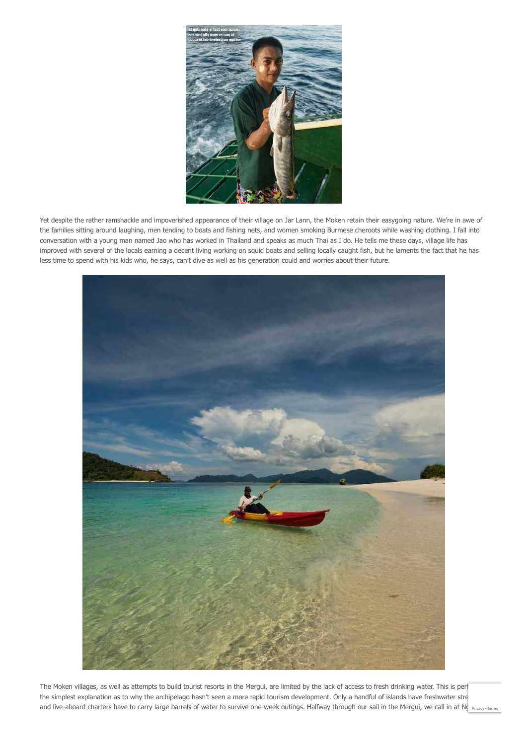Yet despite the rather ramshackle and impoverished appearance of their village on Jar Lann, the Moken retain their easygoing nature. We're in awe of the families sitting around laughing, men tending to boats and fishing nets, and women smoking Burmese cheroots while washing clothing. I fall into conversation with a young man named Jao who has worked in Thailand and speaks as much Thai as I do. He tells me these days, village life has improved with several of the locals earning a decent living working on squid boats and selling locally caught fish, but he laments the fact that he has less time to spend with his kids who, he says, can't dive as well as his generation could and worries about their future.

The Moken villages, as well as attempts to build tourist resorts in the Mergui, are limited by the lack of access to fresh drinking water. This is perh the simplest explanation as to why the archipelago hasn't seen a more rapid tourism development. Only a handful of islands have freshwater stre and live-aboard charters have to carry large barrels of water to survive one-week outings. Halfway through our sail in the Mergui, we call in at N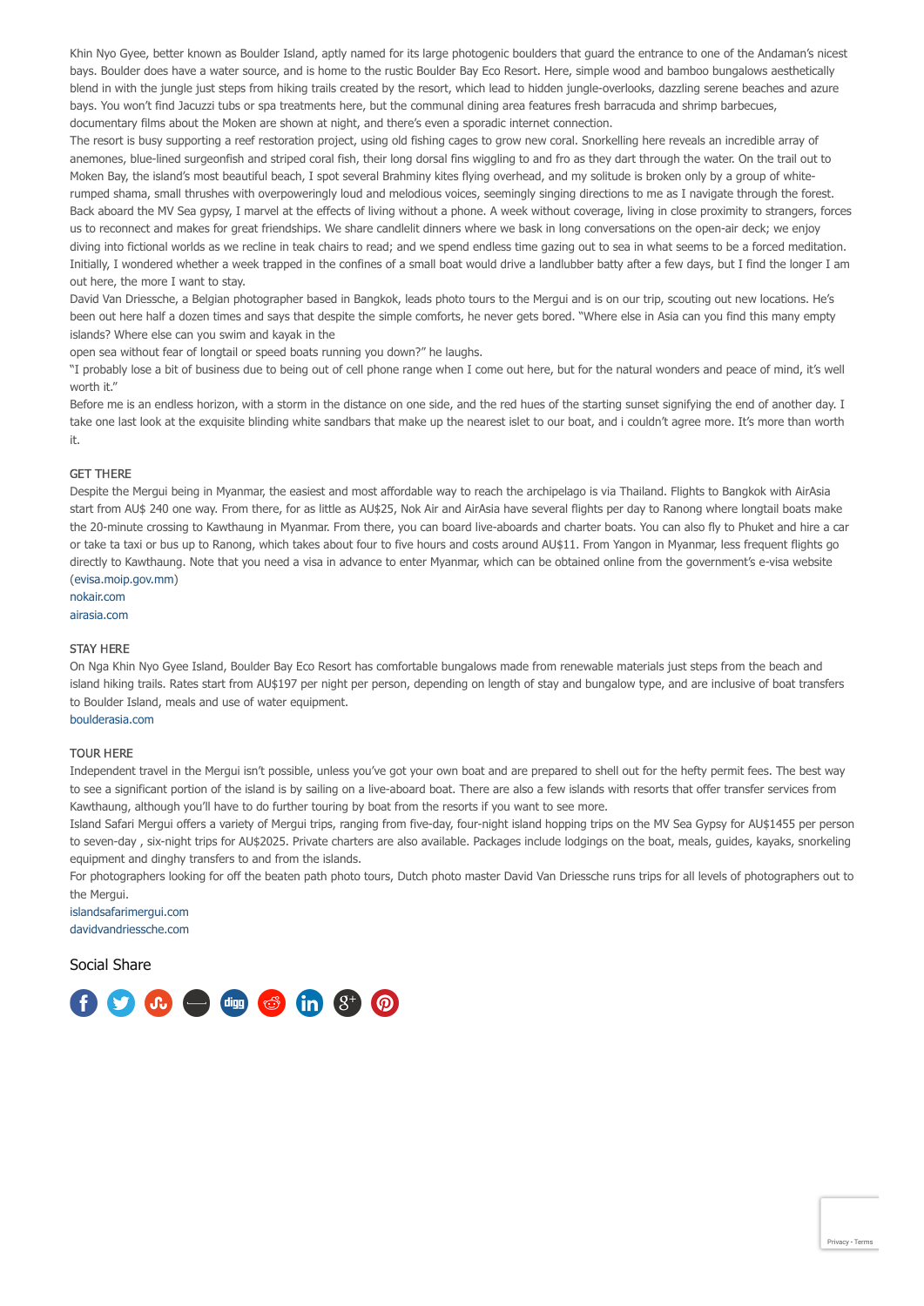Khin Nyo Gyee, better known as Boulder Island, aptly named for its large photogenic boulders that guard the entrance to one of the Andaman's nicest bays. Boulder does have a water source, and is home to the rustic Boulder Bay Eco Resort. Here, simple wood and bamboo bungalows aesthetically blend in with the jungle just steps from hiking trails created by the resort, which lead to hidden jungle-overlooks, dazzling serene beaches and azure bays. You won't find Jacuzzi tubs or spa treatments here, but the communal dining area features fresh barracuda and shrimp barbecues, documentary films about the Moken are shown at night, and there's even a sporadic internet connection.

The resort is busy supporting a reef restoration project, using old fishing cages to grow new coral. Snorkelling here reveals an incredible array of anemones, blue-lined surgeonfish and striped coral fish, their long dorsal fins wiggling to and fro as they dart through the water. On the trail out to Moken Bay, the island's most beautiful beach, I spot several Brahminy kites flying overhead, and my solitude is broken only by a group of white-rumped shama, small thrushes with overpoweringly loud and melodious voices, seemingly singing directions to me as I navigate through the forest.

Back aboard the MV Sea gypsy, I marvel at the effects of living without a phone. A week without coverage, living in close proximity to strangers, forces us to reconnect and makes for great friendships. We share candlelit dinners where we bask in long conversations on the open-air deck; we enjoy diving into fictional worlds as we recline in teak chairs to read; and we spend endless time gazing out to sea in what seems to be a forced meditation. Initially, I wondered whether a week trapped in the confines of a small boat would drive a landlubber batty after a few days, but I find the longer I am out here, the more I want to stay.

David Van Driessche, a Belgian photographer based in Bangkok, leads photo tours to the Mergui and is on our trip, scouting out new locations. He's been out here half a dozen times and says that despite the simple comforts, he never gets bored. "Where else in Asia can you find this many empty islands? Where else can you swim and kayak in the open sea without fear of longtail or speed boats running you down?" he laughs.

"I probably lose a bit of business due to being out of cell phone range when I come out here, but for the natural wonders and peace of mind, it's well worth it."

Before me is an endless horizon, with a storm in the distance on one side, and the red hues of the starting sunset signifying the end of another day. I take one last look at the exquisite blinding white sandbars that make up the nearest islet to our boat, and i couldn't agree more. It's more than worth it.

GET THERE

Despite the Mergui being in Myanmar, the easiest and most affordable way to reach the archipelago is via Thailand. Flights to Bangkok with AirAsia start from AU$ 240 one way. From there, for as little as AU$25, Nok Air and AirAsia have several flights per day to Ranong where longtail boats make the 20-minute crossing to Kawthaung in Myanmar. From there, you can board live-aboards and charter boats. You can also fly to Phuket and hire a car or take ta taxi or bus up to Ranong, which takes about four to five hours and costs around AU$11. From Yangon in Myanmar, less frequent flights go directly to Kawthaung. Note that you need a visa in advance to enter Myanmar, which can be obtained online from the government's e-visa website (evisa.moip.gov.mm)

nokair.com

airasia.com

STAY HERE

On Nga Khin Nyo Gyee Island, Boulder Bay Eco Resort has comfortable bungalows made from renewable materials just steps from the beach and island hiking trails. Rates start from AU$197 per night per person, depending on length of stay and bungalow type, and are inclusive of boat transfers to Boulder Island, meals and use of water equipment.

boulderasia.com

TOUR HERE

Independent travel in the Mergui isn't possible, unless you've got your own boat and are prepared to shell out for the hefty permit fees. The best way to see a significant portion of the island is by sailing on a live-aboard boat. There are also a few islands with resorts that offer transfer services from Kawthaung, although you'll have to do further touring by boat from the resorts if you want to see more.

Island Safari Mergui offers a variety of Mergui trips, ranging from five-day, four-night island hopping trips on the MV Sea Gypsy for AU$1455 per person to seven-day , six-night trips for AU$2025. Private charters are also available. Packages include lodgings on the boat, meals, guides, kayaks, snorkeling equipment and dinghy transfers to and from the islands.

For photographers looking for off the beaten path photo tours, Dutch photo master David Van Driessche runs trips for all levels of photographers out to the Mergui.

islandsafarimergui.com

davidvandriessche.com

Social Share